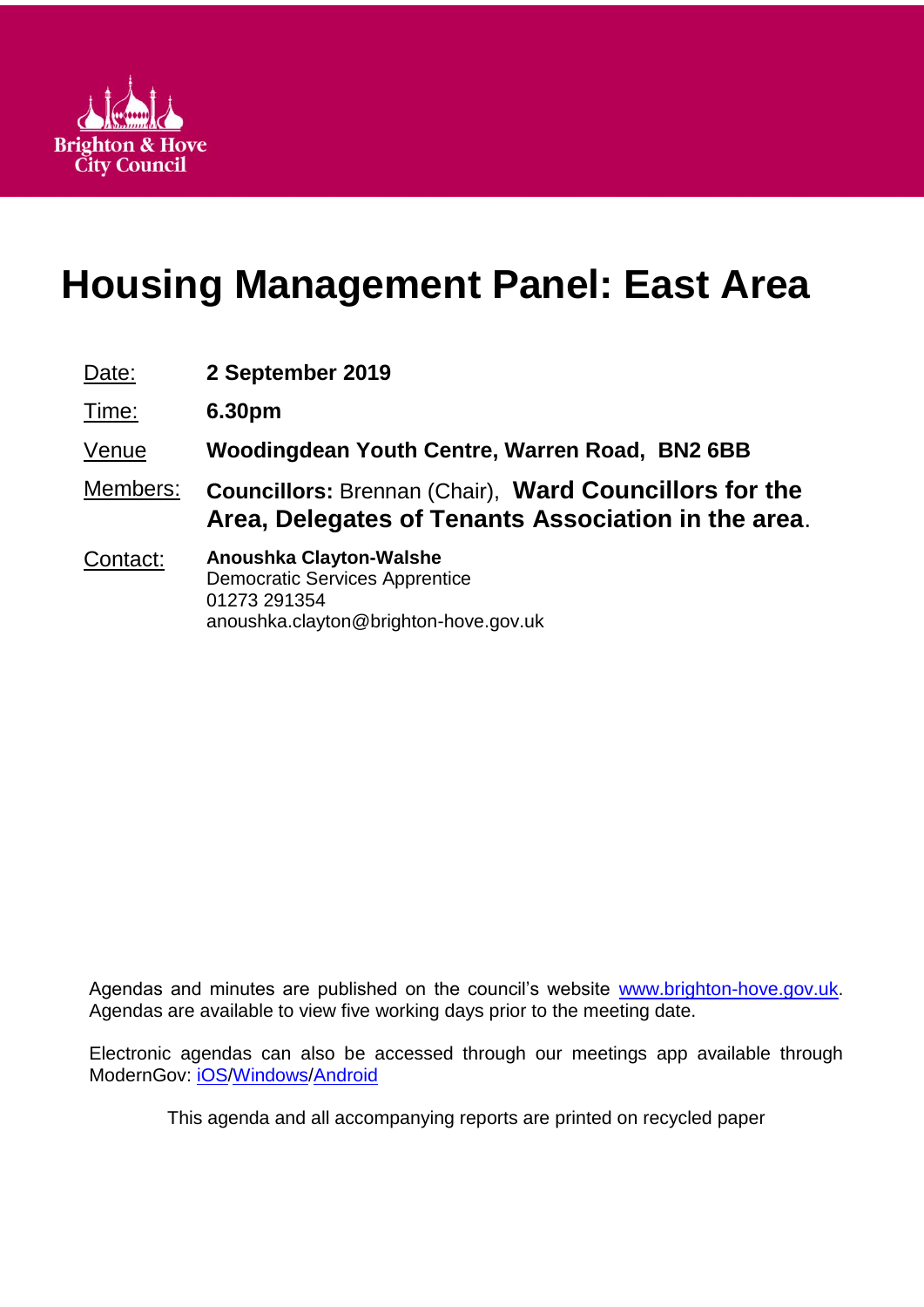Brighton & Hove City Council

# Housing Management Panel: East Area

| | |
|---|---|
| Date: | **2 September 2019** |
| Time: | **6.30pm** |
| Venue | **Woodingdean Youth Centre, Warren Road, BN2 6BB** |
| Members: | **Councillors:** Brennan (Chair), **Ward Councillors for the Area, Delegates of Tenants Association in the area**. |
| Contact: | **Anoushka Clayton-Walshe**<br>Democratic Services Apprentice<br>01273 291354<br>anoushka.clayton@brighton-hove.gov.uk |

Agendas and minutes are published on the council's website [www.brighton-hove.gov.uk](www.brighton-hove.gov.uk). Agendas are available to view five working days prior to the meeting date.

Electronic agendas can also be accessed through our meetings app available through ModernGov: iOS/Windows/Android

This agenda and all accompanying reports are printed on recycled paper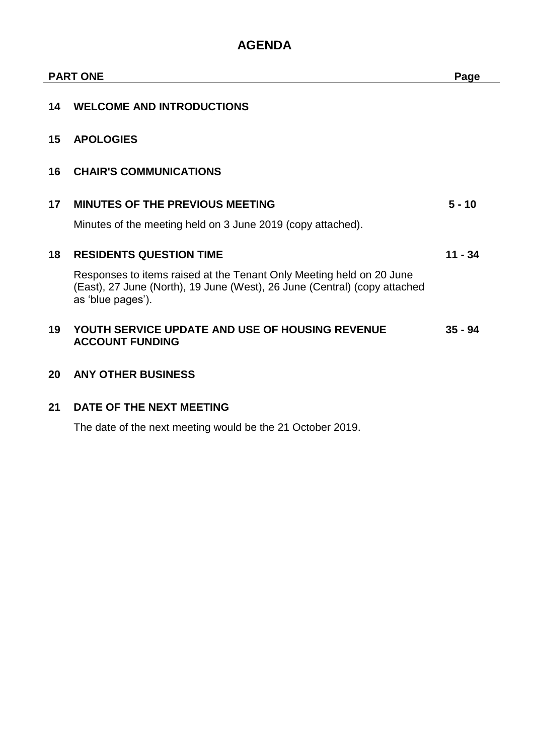# AGENDA

| PART ONE | | Page |
|---|---|---|
| **14** | **WELCOME AND INTRODUCTIONS** | |
| **15** | **APOLOGIES** | |
| **16** | **CHAIR'S COMMUNICATIONS** | |
| **17** | **MINUTES OF THE PREVIOUS MEETING** | **5 - 10** |
| | Minutes of the meeting held on 3 June 2019 (copy attached). | |
| **18** | **RESIDENTS QUESTION TIME** | **11 - 34** |
| | Responses to items raised at the Tenant Only Meeting held on 20 June (East), 27 June (North), 19 June (West), 26 June (Central) (copy attached as 'blue pages'). | |
| **19** | **YOUTH SERVICE UPDATE AND USE OF HOUSING REVENUE ACCOUNT FUNDING** | **35 - 94** |
| **20** | **ANY OTHER BUSINESS** | |
| **21** | **DATE OF THE NEXT MEETING** | |
| | The date of the next meeting would be the 21 October 2019. | |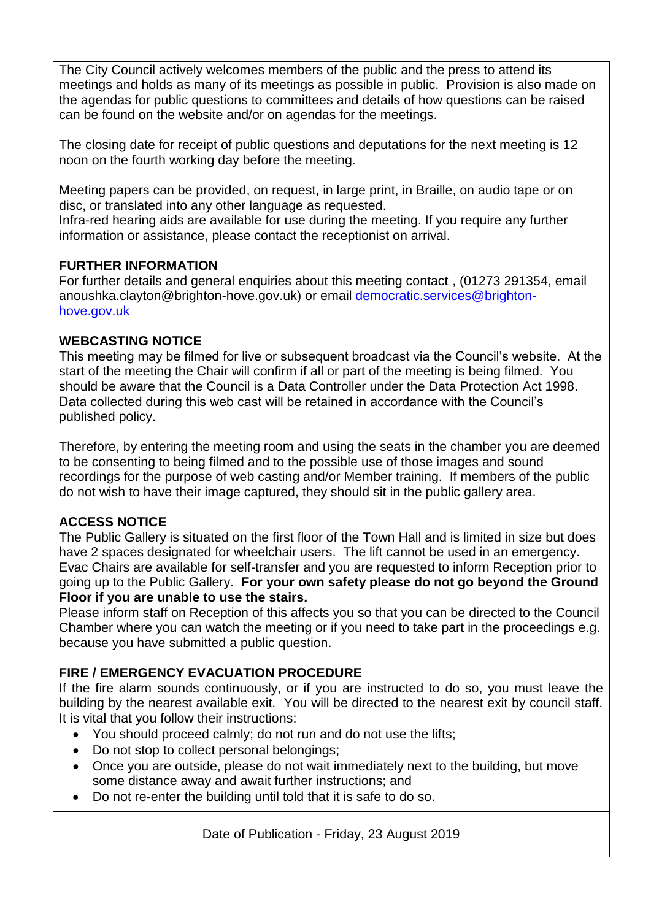The City Council actively welcomes members of the public and the press to attend its meetings and holds as many of its meetings as possible in public. Provision is also made on the agendas for public questions to committees and details of how questions can be raised can be found on the website and/or on agendas for the meetings.

The closing date for receipt of public questions and deputations for the next meeting is 12 noon on the fourth working day before the meeting.

Meeting papers can be provided, on request, in large print, in Braille, on audio tape or on disc, or translated into any other language as requested.
Infra-red hearing aids are available for use during the meeting. If you require any further information or assistance, please contact the receptionist on arrival.

## FURTHER INFORMATION

For further details and general enquiries about this meeting contact , (01273 291354, email anoushka.clayton@brighton-hove.gov.uk) or email democratic.services@brighton-hove.gov.uk

## WEBCASTING NOTICE

This meeting may be filmed for live or subsequent broadcast via the Council's website. At the start of the meeting the Chair will confirm if all or part of the meeting is being filmed. You should be aware that the Council is a Data Controller under the Data Protection Act 1998. Data collected during this web cast will be retained in accordance with the Council's published policy.

Therefore, by entering the meeting room and using the seats in the chamber you are deemed to be consenting to being filmed and to the possible use of those images and sound recordings for the purpose of web casting and/or Member training. If members of the public do not wish to have their image captured, they should sit in the public gallery area.

## ACCESS NOTICE

The Public Gallery is situated on the first floor of the Town Hall and is limited in size but does have 2 spaces designated for wheelchair users. The lift cannot be used in an emergency. Evac Chairs are available for self-transfer and you are requested to inform Reception prior to going up to the Public Gallery. **For your own safety please do not go beyond the Ground Floor if you are unable to use the stairs.**
Please inform staff on Reception of this affects you so that you can be directed to the Council Chamber where you can watch the meeting or if you need to take part in the proceedings e.g. because you have submitted a public question.

## FIRE / EMERGENCY EVACUATION PROCEDURE

If the fire alarm sounds continuously, or if you are instructed to do so, you must leave the building by the nearest available exit. You will be directed to the nearest exit by council staff. It is vital that you follow their instructions:

- You should proceed calmly; do not run and do not use the lifts;
- Do not stop to collect personal belongings;
- Once you are outside, please do not wait immediately next to the building, but move some distance away and await further instructions; and
- Do not re-enter the building until told that it is safe to do so.

Date of Publication - Friday, 23 August 2019